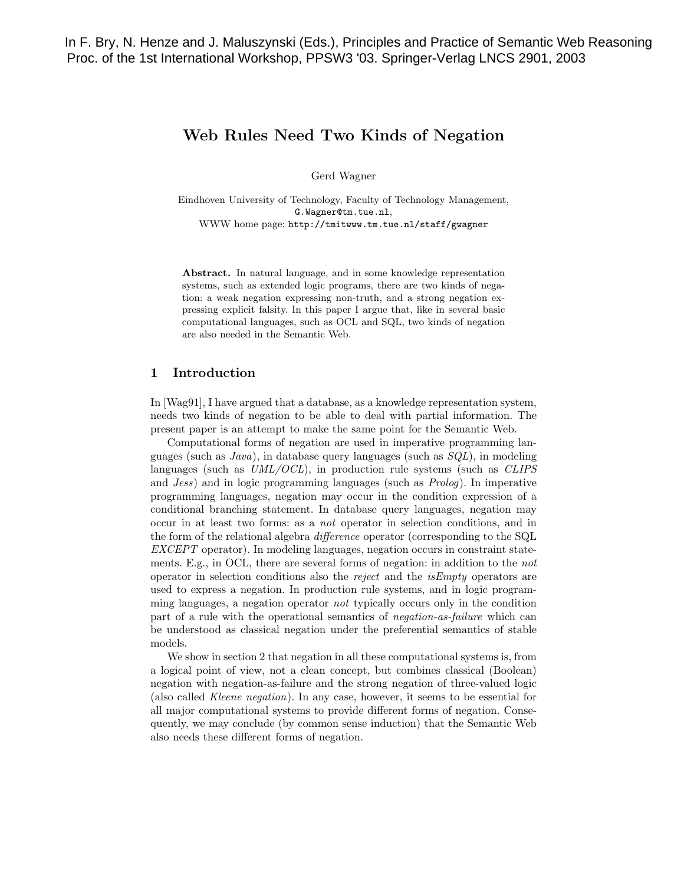In F. Bry, N. Henze and J. Maluszynski (Eds.), Principles and Practice of Semantic Web Reasoning
Proc. of the 1st International Workshop, PPSW3 '03. Springer-Verlag LNCS 2901, 2003

# Web Rules Need Two Kinds of Negation

Gerd Wagner

Eindhoven University of Technology, Faculty of Technology Management,
G.Wagner@tm.tue.nl,
WWW home page: http://tmitwww.tm.tue.nl/staff/gwagner

**Abstract.** In natural language, and in some knowledge representation systems, such as extended logic programs, there are two kinds of negation: a weak negation expressing non-truth, and a strong negation expressing explicit falsity. In this paper I argue that, like in several basic computational languages, such as OCL and SQL, two kinds of negation are also needed in the Semantic Web.

## 1 Introduction

In [Wag91], I have argued that a database, as a knowledge representation system, needs two kinds of negation to be able to deal with partial information. The present paper is an attempt to make the same point for the Semantic Web.

Computational forms of negation are used in imperative programming languages (such as *Java*), in database query languages (such as *SQL*), in modeling languages (such as *UML/OCL*), in production rule systems (such as *CLIPS* and *Jess*) and in logic programming languages (such as *Prolog*). In imperative programming languages, negation may occur in the condition expression of a conditional branching statement. In database query languages, negation may occur in at least two forms: as a *not* operator in selection conditions, and in the form of the relational algebra *difference* operator (corresponding to the SQL *EXCEPT* operator). In modeling languages, negation occurs in constraint statements. E.g., in OCL, there are several forms of negation: in addition to the *not* operator in selection conditions also the *reject* and the *isEmpty* operators are used to express a negation. In production rule systems, and in logic programming languages, a negation operator *not* typically occurs only in the condition part of a rule with the operational semantics of *negation-as-failure* which can be understood as classical negation under the preferential semantics of stable models.

We show in section 2 that negation in all these computational systems is, from a logical point of view, not a clean concept, but combines classical (Boolean) negation with negation-as-failure and the strong negation of three-valued logic (also called *Kleene negation*). In any case, however, it seems to be essential for all major computational systems to provide different forms of negation. Consequently, we may conclude (by common sense induction) that the Semantic Web also needs these different forms of negation.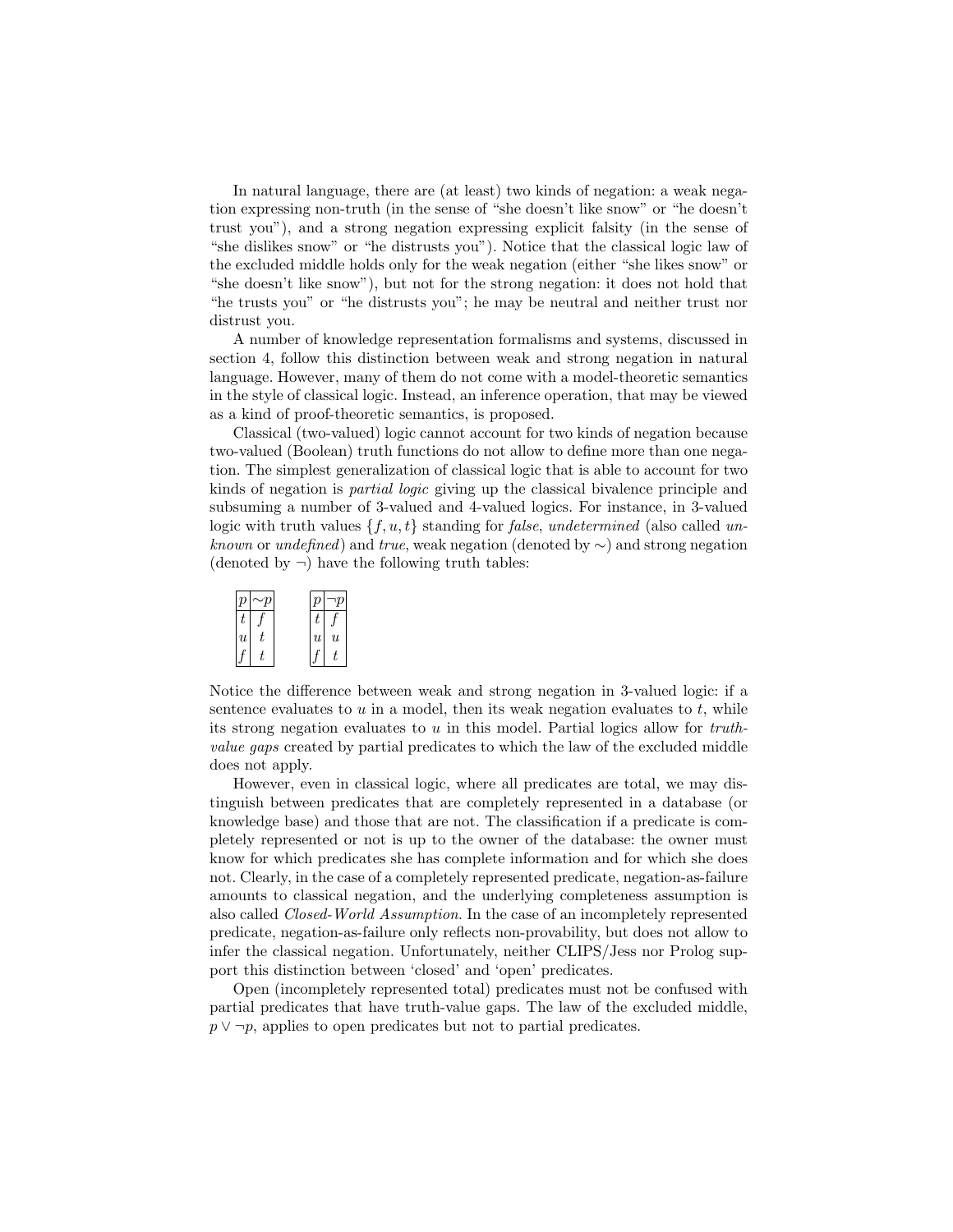In natural language, there are (at least) two kinds of negation: a weak negation expressing non-truth (in the sense of "she doesn't like snow" or "he doesn't trust you"), and a strong negation expressing explicit falsity (in the sense of "she dislikes snow" or "he distrusts you"). Notice that the classical logic law of the excluded middle holds only for the weak negation (either "she likes snow" or "she doesn't like snow"), but not for the strong negation: it does not hold that "he trusts you" or "he distrusts you"; he may be neutral and neither trust nor distrust you.

A number of knowledge representation formalisms and systems, discussed in section 4, follow this distinction between weak and strong negation in natural language. However, many of them do not come with a model-theoretic semantics in the style of classical logic. Instead, an inference operation, that may be viewed as a kind of proof-theoretic semantics, is proposed.

Classical (two-valued) logic cannot account for two kinds of negation because two-valued (Boolean) truth functions do not allow to define more than one negation. The simplest generalization of classical logic that is able to account for two kinds of negation is *partial logic* giving up the classical bivalence principle and subsuming a number of 3-valued and 4-valued logics. For instance, in 3-valued logic with truth values $\{f, u, t\}$ standing for *false*, *undetermined* (also called *unknown* or *undefined*) and *true*, weak negation (denoted by $\sim$) and strong negation (denoted by $\neg$) have the following truth tables:

| $p$ | $\sim p$ |
|---|---|
| $t$ | $f$ |
| $u$ | $t$ |
| $f$ | $t$ |

| $p$ | $\neg p$ |
|---|---|
| $t$ | $f$ |
| $u$ | $u$ |
| $f$ | $t$ |

Notice the difference between weak and strong negation in 3-valued logic: if a sentence evaluates to $u$ in a model, then its weak negation evaluates to $t$, while its strong negation evaluates to $u$ in this model. Partial logics allow for *truth-value gaps* created by partial predicates to which the law of the excluded middle does not apply.

However, even in classical logic, where all predicates are total, we may distinguish between predicates that are completely represented in a database (or knowledge base) and those that are not. The classification if a predicate is completely represented or not is up to the owner of the database: the owner must know for which predicates she has complete information and for which she does not. Clearly, in the case of a completely represented predicate, negation-as-failure amounts to classical negation, and the underlying completeness assumption is also called *Closed-World Assumption*. In the case of an incompletely represented predicate, negation-as-failure only reflects non-provability, but does not allow to infer the classical negation. Unfortunately, neither CLIPS/Jess nor Prolog support this distinction between 'closed' and 'open' predicates.

Open (incompletely represented total) predicates must not be confused with partial predicates that have truth-value gaps. The law of the excluded middle, $p \vee \neg p$, applies to open predicates but not to partial predicates.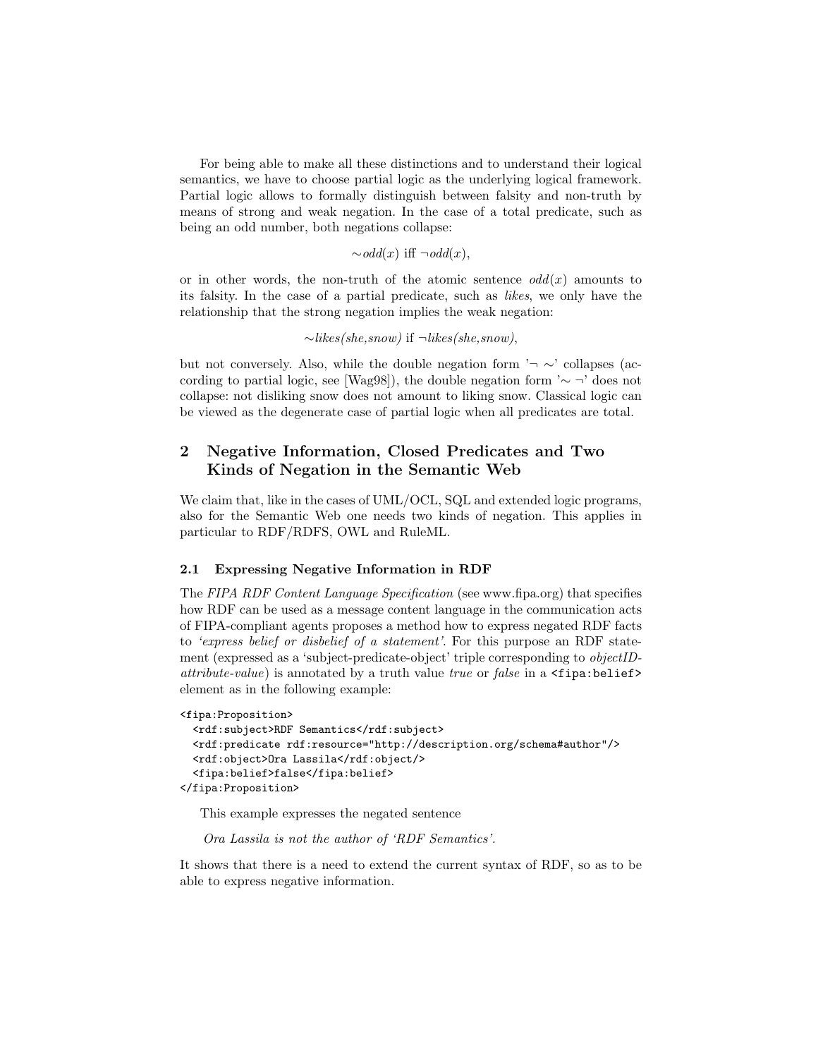For being able to make all these distinctions and to understand their logical semantics, we have to choose partial logic as the underlying logical framework. Partial logic allows to formally distinguish between falsity and non-truth by means of strong and weak negation. In the case of a total predicate, such as being an odd number, both negations collapse:

$$\sim odd(x) \text{ iff } \neg odd(x),$$

or in other words, the non-truth of the atomic sentence $odd(x)$ amounts to its falsity. In the case of a partial predicate, such as *likes*, we only have the relationship that the strong negation implies the weak negation:

$$\sim likes(she,snow) \text{ if } \neg likes(she,snow),$$

but not conversely. Also, while the double negation form '$\neg \sim$' collapses (according to partial logic, see [Wag98]), the double negation form '$\sim \neg$' does not collapse: not disliking snow does not amount to liking snow. Classical logic can be viewed as the degenerate case of partial logic when all predicates are total.

## 2 Negative Information, Closed Predicates and Two Kinds of Negation in the Semantic Web

We claim that, like in the cases of UML/OCL, SQL and extended logic programs, also for the Semantic Web one needs two kinds of negation. This applies in particular to RDF/RDFS, OWL and RuleML.

### 2.1 Expressing Negative Information in RDF

The *FIPA RDF Content Language Specification* (see www.fipa.org) that specifies how RDF can be used as a message content language in the communication acts of FIPA-compliant agents proposes a method how to express negated RDF facts to *'express belief or disbelief of a statement'*. For this purpose an RDF statement (expressed as a 'subject-predicate-object' triple corresponding to *objectID-attribute-value*) is annotated by a truth value *true* or *false* in a `<fipa:belief>` element as in the following example:

```
<fipa:Proposition>
  <rdf:subject>RDF Semantics</rdf:subject>
  <rdf:predicate rdf:resource="http://description.org/schema#author"/>
  <rdf:object>Ora Lassila</rdf:object/>
  <fipa:belief>false</fipa:belief>
</fipa:Proposition>
```

This example expresses the negated sentence

*Ora Lassila is not the author of 'RDF Semantics'.*

It shows that there is a need to extend the current syntax of RDF, so as to be able to express negative information.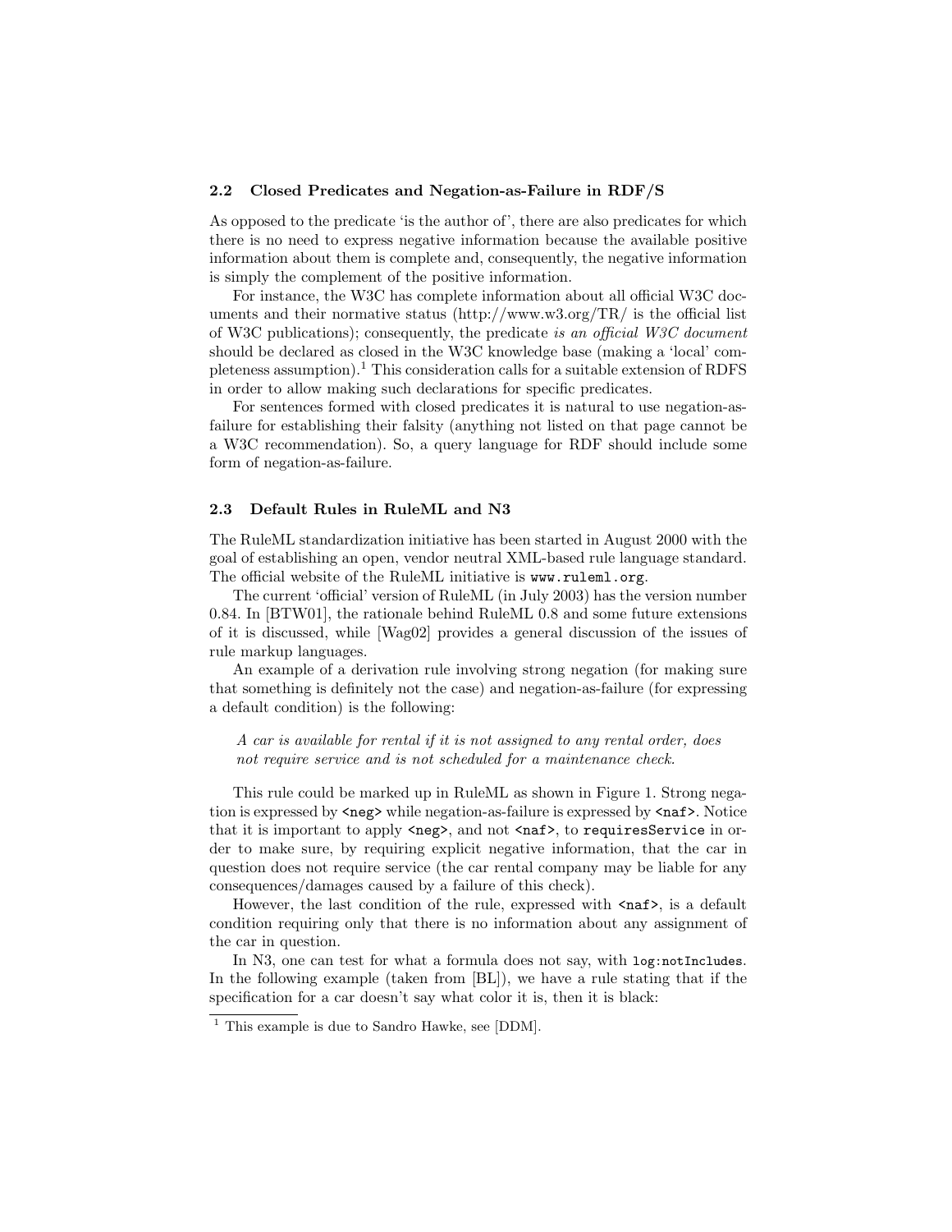### 2.2 Closed Predicates and Negation-as-Failure in RDF/S

As opposed to the predicate 'is the author of', there are also predicates for which there is no need to express negative information because the available positive information about them is complete and, consequently, the negative information is simply the complement of the positive information.

For instance, the W3C has complete information about all official W3C documents and their normative status (http://www.w3.org/TR/ is the official list of W3C publications); consequently, the predicate *is an official W3C document* should be declared as closed in the W3C knowledge base (making a 'local' completeness assumption).[1] This consideration calls for a suitable extension of RDFS in order to allow making such declarations for specific predicates.

For sentences formed with closed predicates it is natural to use negation-as-failure for establishing their falsity (anything not listed on that page cannot be a W3C recommendation). So, a query language for RDF should include some form of negation-as-failure.

### 2.3 Default Rules in RuleML and N3

The RuleML standardization initiative has been started in August 2000 with the goal of establishing an open, vendor neutral XML-based rule language standard. The official website of the RuleML initiative is `www.ruleml.org`.

The current 'official' version of RuleML (in July 2003) has the version number 0.84. In [BTW01], the rationale behind RuleML 0.8 and some future extensions of it is discussed, while [Wag02] provides a general discussion of the issues of rule markup languages.

An example of a derivation rule involving strong negation (for making sure that something is definitely not the case) and negation-as-failure (for expressing a default condition) is the following:

> *A car is available for rental if it is not assigned to any rental order, does not require service and is not scheduled for a maintenance check.*

This rule could be marked up in RuleML as shown in Figure 1. Strong negation is expressed by `<neg>` while negation-as-failure is expressed by `<naf>`. Notice that it is important to apply `<neg>`, and not `<naf>`, to `requiresService` in order to make sure, by requiring explicit negative information, that the car in question does not require service (the car rental company may be liable for any consequences/damages caused by a failure of this check).

However, the last condition of the rule, expressed with `<naf>`, is a default condition requiring only that there is no information about any assignment of the car in question.

In N3, one can test for what a formula does not say, with `log:notIncludes`. In the following example (taken from [BL]), we have a rule stating that if the specification for a car doesn't say what color it is, then it is black:

[1] This example is due to Sandro Hawke, see [DDM].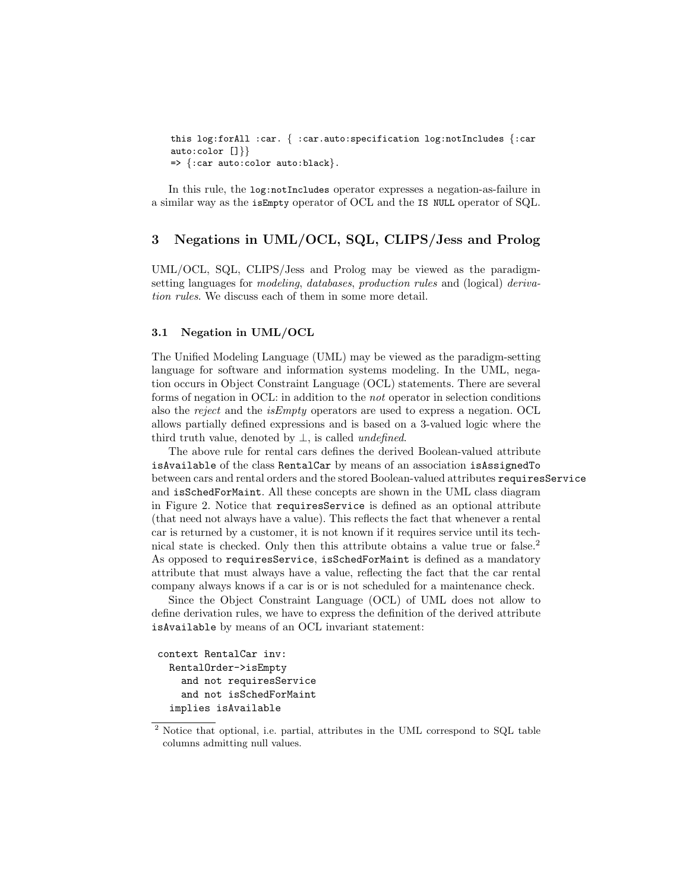```
this log:forAll :car. { :car.auto:specification log:notIncludes {:car
auto:color []}}
=> {:car auto:color auto:black}.
```

In this rule, the `log:notIncludes` operator expresses a negation-as-failure in a similar way as the `isEmpty` operator of OCL and the `IS NULL` operator of SQL.

## 3 Negations in UML/OCL, SQL, CLIPS/Jess and Prolog

UML/OCL, SQL, CLIPS/Jess and Prolog may be viewed as the paradigm-setting languages for *modeling*, *databases*, *production rules* and (logical) *derivation rules*. We discuss each of them in some more detail.

### 3.1 Negation in UML/OCL

The Unified Modeling Language (UML) may be viewed as the paradigm-setting language for software and information systems modeling. In the UML, negation occurs in Object Constraint Language (OCL) statements. There are several forms of negation in OCL: in addition to the *not* operator in selection conditions also the *reject* and the *isEmpty* operators are used to express a negation. OCL allows partially defined expressions and is based on a 3-valued logic where the third truth value, denoted by $\perp$, is called *undefined*.

The above rule for rental cars defines the derived Boolean-valued attribute `isAvailable` of the class `RentalCar` by means of an association `isAssignedTo` between cars and rental orders and the stored Boolean-valued attributes `requiresService` and `isSchedForMaint`. All these concepts are shown in the UML class diagram in Figure 2. Notice that `requiresService` is defined as an optional attribute (that need not always have a value). This reflects the fact that whenever a rental car is returned by a customer, it is not known if it requires service until its technical state is checked. Only then this attribute obtains a value true or false.[2] As opposed to `requiresService`, `isSchedForMaint` is defined as a mandatory attribute that must always have a value, reflecting the fact that the car rental company always knows if a car is or is not scheduled for a maintenance check.

Since the Object Constraint Language (OCL) of UML does not allow to define derivation rules, we have to express the definition of the derived attribute `isAvailable` by means of an OCL invariant statement:

```
context RentalCar inv:
  RentalOrder->isEmpty
    and not requiresService
    and not isSchedForMaint
  implies isAvailable
```

[2] Notice that optional, i.e. partial, attributes in the UML correspond to SQL table columns admitting null values.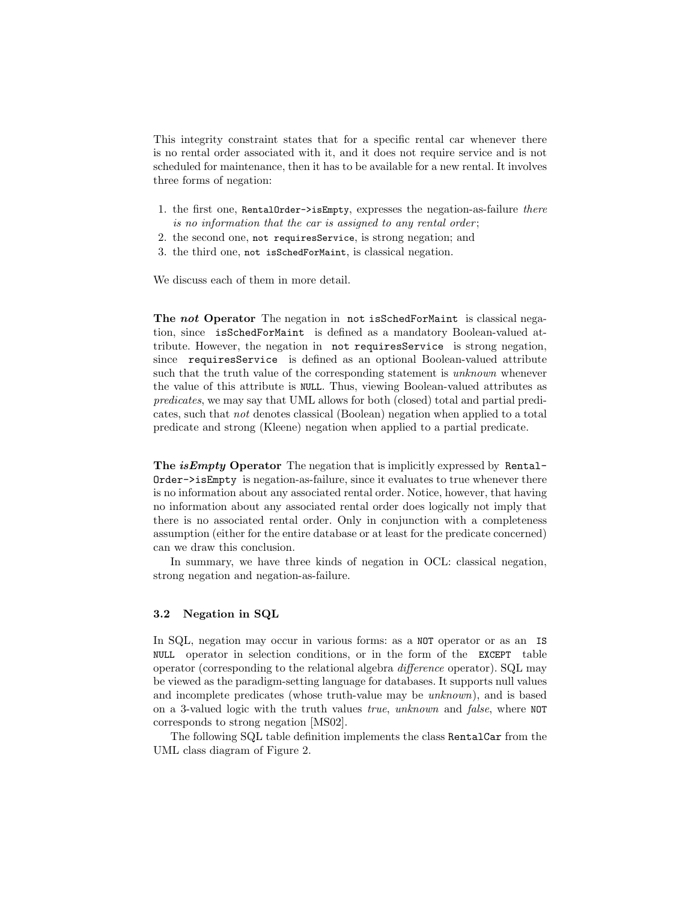This integrity constraint states that for a specific rental car whenever there is no rental order associated with it, and it does not require service and is not scheduled for maintenance, then it has to be available for a new rental. It involves three forms of negation:

1. the first one, `RentalOrder->isEmpty`, expresses the negation-as-failure *there is no information that the car is assigned to any rental order*;
2. the second one, `not requiresService`, is strong negation; and
3. the third one, `not isSchedForMaint`, is classical negation.

We discuss each of them in more detail.

**The *not* Operator** The negation in `not isSchedForMaint` is classical negation, since `isSchedForMaint` is defined as a mandatory Boolean-valued attribute. However, the negation in `not requiresService` is strong negation, since `requiresService` is defined as an optional Boolean-valued attribute such that the truth value of the corresponding statement is *unknown* whenever the value of this attribute is `NULL`. Thus, viewing Boolean-valued attributes as *predicates*, we may say that UML allows for both (closed) total and partial predicates, such that *not* denotes classical (Boolean) negation when applied to a total predicate and strong (Kleene) negation when applied to a partial predicate.

**The *isEmpty* Operator** The negation that is implicitly expressed by `RentalOrder->isEmpty` is negation-as-failure, since it evaluates to true whenever there is no information about any associated rental order. Notice, however, that having no information about any associated rental order does logically not imply that there is no associated rental order. Only in conjunction with a completeness assumption (either for the entire database or at least for the predicate concerned) can we draw this conclusion.

In summary, we have three kinds of negation in OCL: classical negation, strong negation and negation-as-failure.

### 3.2 Negation in SQL

In SQL, negation may occur in various forms: as a `NOT` operator or as an `IS NULL` operator in selection conditions, or in the form of the `EXCEPT` table operator (corresponding to the relational algebra *difference* operator). SQL may be viewed as the paradigm-setting language for databases. It supports null values and incomplete predicates (whose truth-value may be *unknown*), and is based on a 3-valued logic with the truth values *true*, *unknown* and *false*, where `NOT` corresponds to strong negation [MS02].

The following SQL table definition implements the class `RentalCar` from the UML class diagram of Figure 2.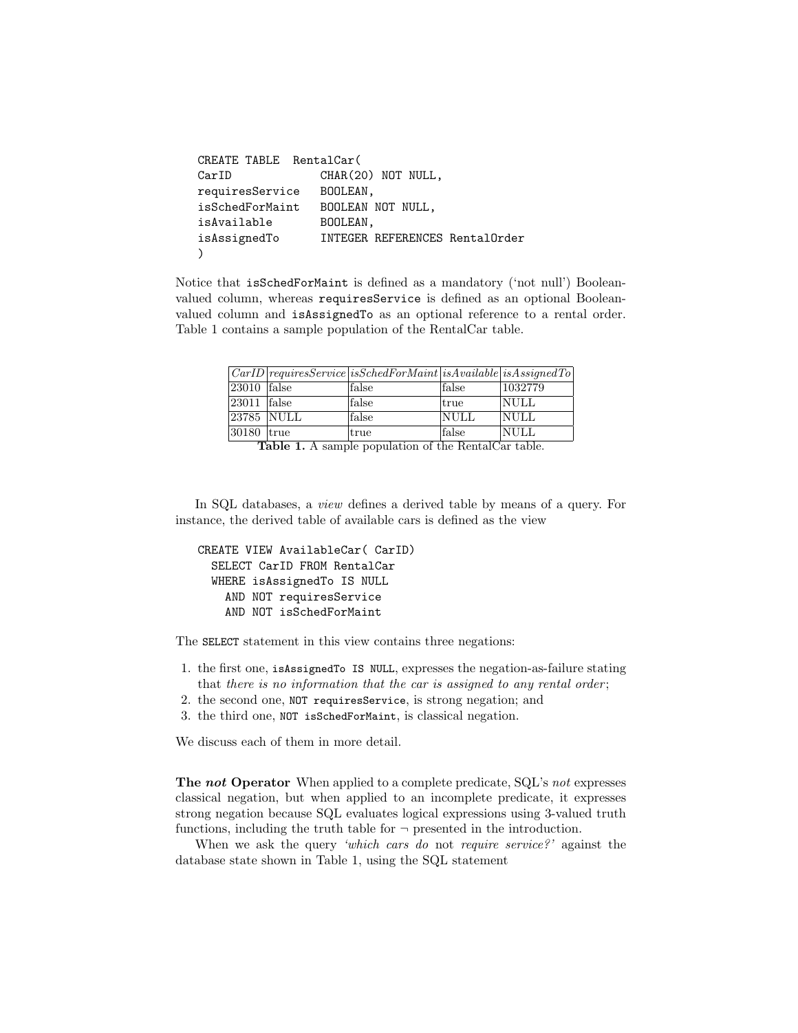```
CREATE TABLE  RentalCar(
CarID             CHAR(20) NOT NULL,
requiresService   BOOLEAN,
isSchedForMaint   BOOLEAN NOT NULL,
isAvailable       BOOLEAN,
isAssignedTo      INTEGER REFERENCES RentalOrder
)
```

Notice that `isSchedForMaint` is defined as a mandatory ('not null') Boolean-valued column, whereas `requiresService` is defined as an optional Boolean-valued column and `isAssignedTo` as an optional reference to a rental order. Table 1 contains a sample population of the RentalCar table.

| *CarID* | *requiresService* | *isSchedForMaint* | *isAvailable* | *isAssignedTo* |
|---|---|---|---|---|
| 23010 | false | false | false | 1032779 |
| 23011 | false | false | true | NULL |
| 23785 | NULL | false | NULL | NULL |
| 30180 | true | true | false | NULL |

**Table 1.** A sample population of the RentalCar table.

In SQL databases, a *view* defines a derived table by means of a query. For instance, the derived table of available cars is defined as the view

```
CREATE VIEW AvailableCar( CarID)
  SELECT CarID FROM RentalCar
  WHERE isAssignedTo IS NULL
    AND NOT requiresService
    AND NOT isSchedForMaint
```

The `SELECT` statement in this view contains three negations:

1. the first one, `isAssignedTo IS NULL`, expresses the negation-as-failure stating that *there is no information that the car is assigned to any rental order*;
2. the second one, `NOT requiresService`, is strong negation; and
3. the third one, `NOT isSchedForMaint`, is classical negation.

We discuss each of them in more detail.

**The *not* Operator** When applied to a complete predicate, SQL's *not* expresses classical negation, but when applied to an incomplete predicate, it expresses strong negation because SQL evaluates logical expressions using 3-valued truth functions, including the truth table for $\neg$ presented in the introduction.

When we ask the query *'which cars do* not *require service?'* against the database state shown in Table 1, using the SQL statement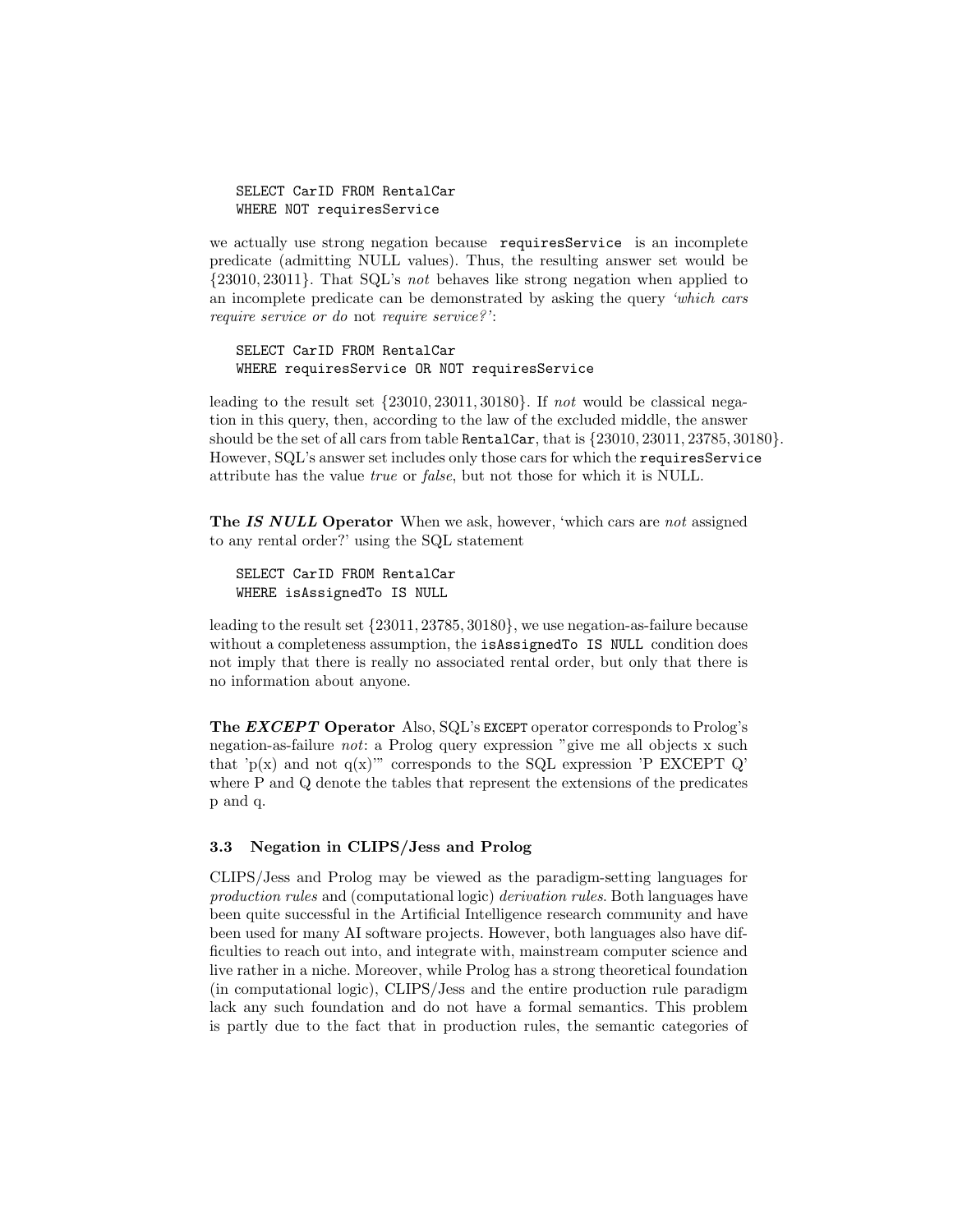```
SELECT CarID FROM RentalCar
WHERE NOT requiresService
```

we actually use strong negation because `requiresService` is an incomplete predicate (admitting NULL values). Thus, the resulting answer set would be $\{23010, 23011\}$. That SQL's *not* behaves like strong negation when applied to an incomplete predicate can be demonstrated by asking the query *'which cars require service or do* not *require service?'*:

```
SELECT CarID FROM RentalCar
WHERE requiresService OR NOT requiresService
```

leading to the result set $\{23010, 23011, 30180\}$. If *not* would be classical negation in this query, then, according to the law of the excluded middle, the answer should be the set of all cars from table `RentalCar`, that is $\{23010, 23011, 23785, 30180\}$. However, SQL's answer set includes only those cars for which the `requiresService` attribute has the value *true* or *false*, but not those for which it is NULL.

**The *IS NULL* Operator** When we ask, however, 'which cars are *not* assigned to any rental order?' using the SQL statement

```
SELECT CarID FROM RentalCar
WHERE isAssignedTo IS NULL
```

leading to the result set $\{23011, 23785, 30180\}$, we use negation-as-failure because without a completeness assumption, the `isAssignedTo IS NULL` condition does not imply that there is really no associated rental order, but only that there is no information about anyone.

**The *EXCEPT* Operator** Also, SQL's `EXCEPT` operator corresponds to Prolog's negation-as-failure *not*: a Prolog query expression "give me all objects x such that 'p(x) and not q(x)'" corresponds to the SQL expression 'P EXCEPT Q' where P and Q denote the tables that represent the extensions of the predicates p and q.

### 3.3 Negation in CLIPS/Jess and Prolog

CLIPS/Jess and Prolog may be viewed as the paradigm-setting languages for *production rules* and (computational logic) *derivation rules*. Both languages have been quite successful in the Artificial Intelligence research community and have been used for many AI software projects. However, both languages also have difficulties to reach out into, and integrate with, mainstream computer science and live rather in a niche. Moreover, while Prolog has a strong theoretical foundation (in computational logic), CLIPS/Jess and the entire production rule paradigm lack any such foundation and do not have a formal semantics. This problem is partly due to the fact that in production rules, the semantic categories of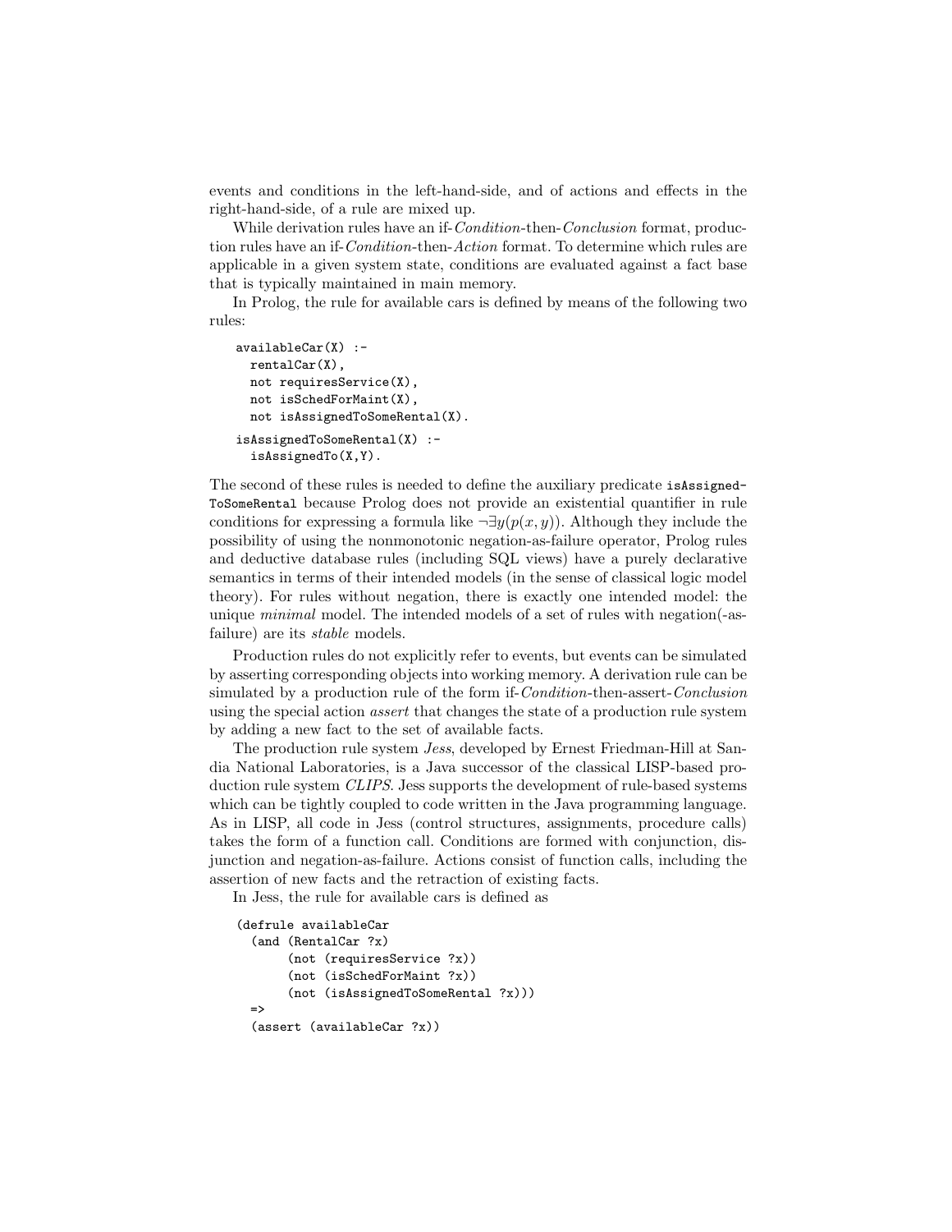events and conditions in the left-hand-side, and of actions and effects in the right-hand-side, of a rule are mixed up.

While derivation rules have an if-*Condition*-then-*Conclusion* format, production rules have an if-*Condition*-then-*Action* format. To determine which rules are applicable in a given system state, conditions are evaluated against a fact base that is typically maintained in main memory.

In Prolog, the rule for available cars is defined by means of the following two rules:

```
availableCar(X) :-
  rentalCar(X),
  not requiresService(X),
  not isSchedForMaint(X),
  not isAssignedToSomeRental(X).
isAssignedToSomeRental(X) :-
  isAssignedTo(X,Y).
```

The second of these rules is needed to define the auxiliary predicate `isAssignedToSomeRental` because Prolog does not provide an existential quantifier in rule conditions for expressing a formula like $\neg\exists y(p(x,y))$. Although they include the possibility of using the nonmonotonic negation-as-failure operator, Prolog rules and deductive database rules (including SQL views) have a purely declarative semantics in terms of their intended models (in the sense of classical logic model theory). For rules without negation, there is exactly one intended model: the unique *minimal* model. The intended models of a set of rules with negation(-as-failure) are its *stable* models.

Production rules do not explicitly refer to events, but events can be simulated by asserting corresponding objects into working memory. A derivation rule can be simulated by a production rule of the form if-*Condition*-then-assert-*Conclusion* using the special action *assert* that changes the state of a production rule system by adding a new fact to the set of available facts.

The production rule system *Jess*, developed by Ernest Friedman-Hill at Sandia National Laboratories, is a Java successor of the classical LISP-based production rule system *CLIPS*. Jess supports the development of rule-based systems which can be tightly coupled to code written in the Java programming language. As in LISP, all code in Jess (control structures, assignments, procedure calls) takes the form of a function call. Conditions are formed with conjunction, disjunction and negation-as-failure. Actions consist of function calls, including the assertion of new facts and the retraction of existing facts.

In Jess, the rule for available cars is defined as

```
(defrule availableCar
  (and (RentalCar ?x)
       (not (requiresService ?x))
       (not (isSchedForMaint ?x))
       (not (isAssignedToSomeRental ?x)))
  =>
  (assert (availableCar ?x))
```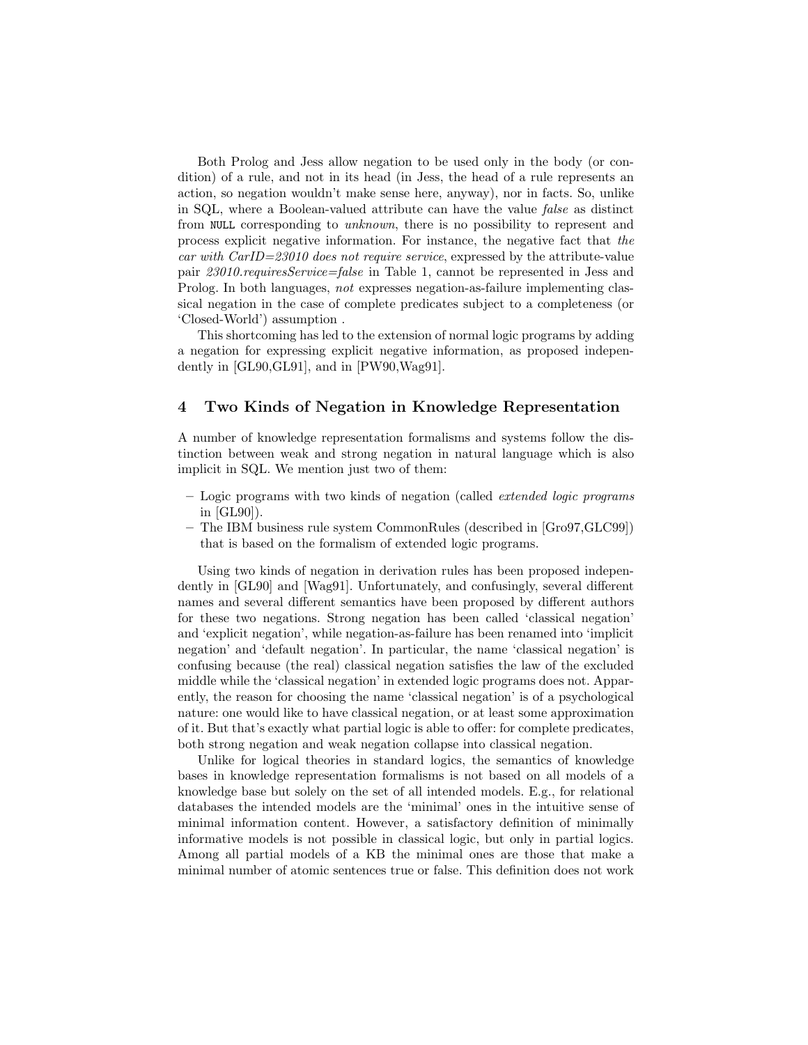Both Prolog and Jess allow negation to be used only in the body (or condition) of a rule, and not in its head (in Jess, the head of a rule represents an action, so negation wouldn't make sense here, anyway), nor in facts. So, unlike in SQL, where a Boolean-valued attribute can have the value *false* as distinct from `NULL` corresponding to *unknown*, there is no possibility to represent and process explicit negative information. For instance, the negative fact that *the car with CarID=23010 does not require service*, expressed by the attribute-value pair *23010.requiresService=false* in Table 1, cannot be represented in Jess and Prolog. In both languages, *not* expresses negation-as-failure implementing classical negation in the case of complete predicates subject to a completeness (or 'Closed-World') assumption .

This shortcoming has led to the extension of normal logic programs by adding a negation for expressing explicit negative information, as proposed independently in [GL90,GL91], and in [PW90,Wag91].

## 4 Two Kinds of Negation in Knowledge Representation

A number of knowledge representation formalisms and systems follow the distinction between weak and strong negation in natural language which is also implicit in SQL. We mention just two of them:

- Logic programs with two kinds of negation (called *extended logic programs* in [GL90]).
- The IBM business rule system CommonRules (described in [Gro97,GLC99]) that is based on the formalism of extended logic programs.

Using two kinds of negation in derivation rules has been proposed independently in [GL90] and [Wag91]. Unfortunately, and confusingly, several different names and several different semantics have been proposed by different authors for these two negations. Strong negation has been called 'classical negation' and 'explicit negation', while negation-as-failure has been renamed into 'implicit negation' and 'default negation'. In particular, the name 'classical negation' is confusing because (the real) classical negation satisfies the law of the excluded middle while the 'classical negation' in extended logic programs does not. Apparently, the reason for choosing the name 'classical negation' is of a psychological nature: one would like to have classical negation, or at least some approximation of it. But that's exactly what partial logic is able to offer: for complete predicates, both strong negation and weak negation collapse into classical negation.

Unlike for logical theories in standard logics, the semantics of knowledge bases in knowledge representation formalisms is not based on all models of a knowledge base but solely on the set of all intended models. E.g., for relational databases the intended models are the 'minimal' ones in the intuitive sense of minimal information content. However, a satisfactory definition of minimally informative models is not possible in classical logic, but only in partial logics. Among all partial models of a KB the minimal ones are those that make a minimal number of atomic sentences true or false. This definition does not work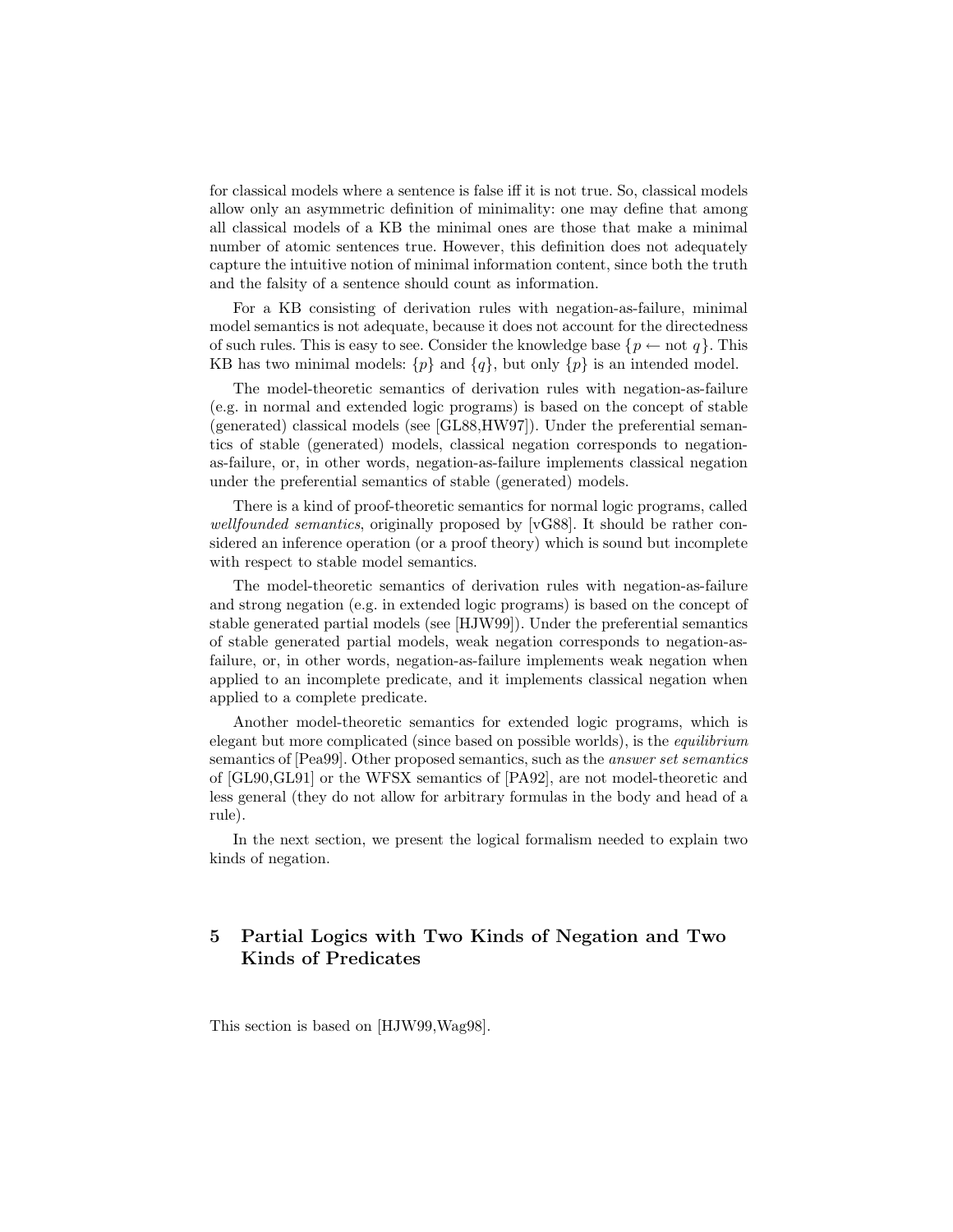for classical models where a sentence is false iff it is not true. So, classical models allow only an asymmetric definition of minimality: one may define that among all classical models of a KB the minimal ones are those that make a minimal number of atomic sentences true. However, this definition does not adequately capture the intuitive notion of minimal information content, since both the truth and the falsity of a sentence should count as information.

For a KB consisting of derivation rules with negation-as-failure, minimal model semantics is not adequate, because it does not account for the directedness of such rules. This is easy to see. Consider the knowledge base $\{p \leftarrow \text{not } q\}$. This KB has two minimal models: $\{p\}$ and $\{q\}$, but only $\{p\}$ is an intended model.

The model-theoretic semantics of derivation rules with negation-as-failure (e.g. in normal and extended logic programs) is based on the concept of stable (generated) classical models (see [GL88,HW97]). Under the preferential semantics of stable (generated) models, classical negation corresponds to negation-as-failure, or, in other words, negation-as-failure implements classical negation under the preferential semantics of stable (generated) models.

There is a kind of proof-theoretic semantics for normal logic programs, called *wellfounded semantics*, originally proposed by [vG88]. It should be rather considered an inference operation (or a proof theory) which is sound but incomplete with respect to stable model semantics.

The model-theoretic semantics of derivation rules with negation-as-failure and strong negation (e.g. in extended logic programs) is based on the concept of stable generated partial models (see [HJW99]). Under the preferential semantics of stable generated partial models, weak negation corresponds to negation-as-failure, or, in other words, negation-as-failure implements weak negation when applied to an incomplete predicate, and it implements classical negation when applied to a complete predicate.

Another model-theoretic semantics for extended logic programs, which is elegant but more complicated (since based on possible worlds), is the *equilibrium* semantics of [Pea99]. Other proposed semantics, such as the *answer set semantics* of [GL90,GL91] or the WFSX semantics of [PA92], are not model-theoretic and less general (they do not allow for arbitrary formulas in the body and head of a rule).

In the next section, we present the logical formalism needed to explain two kinds of negation.

## 5 Partial Logics with Two Kinds of Negation and Two Kinds of Predicates

This section is based on [HJW99,Wag98].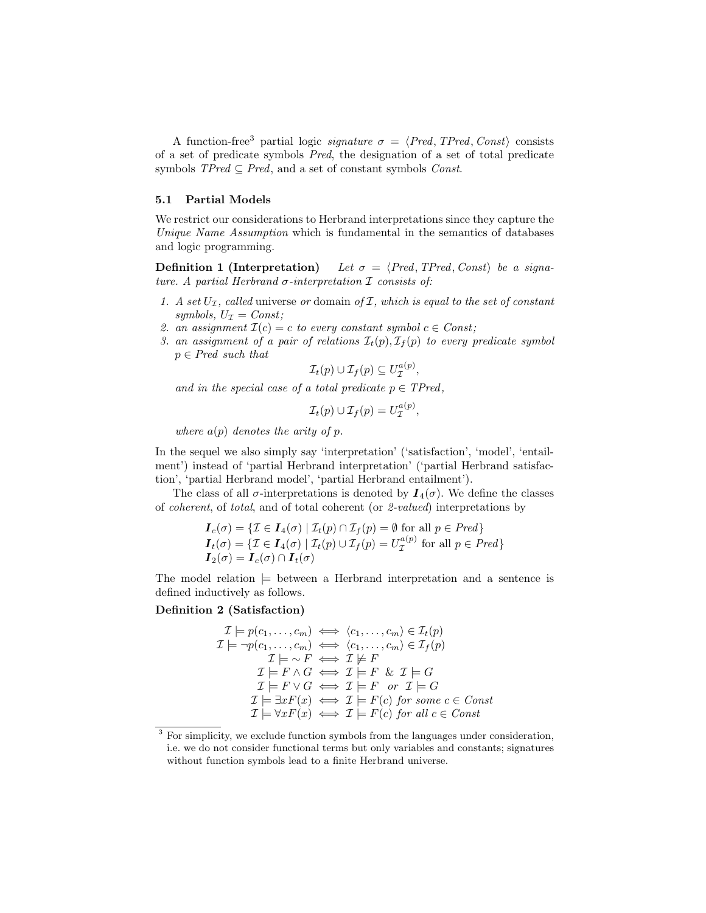A function-free[3] partial logic *signature* $\sigma = \langle \mathit{Pred}, \mathit{TPred}, \mathit{Const} \rangle$ consists of a set of predicate symbols *Pred*, the designation of a set of total predicate symbols $\mathit{TPred} \subseteq \mathit{Pred}$, and a set of constant symbols *Const*.

### 5.1 Partial Models

We restrict our considerations to Herbrand interpretations since they capture the *Unique Name Assumption* which is fundamental in the semantics of databases and logic programming.

**Definition 1 (Interpretation)** *Let $\sigma = \langle \mathit{Pred}, \mathit{TPred}, \mathit{Const} \rangle$ be a signature. A partial Herbrand $\sigma$-interpretation $\mathcal{I}$ consists of:*

1. *A set $U_\mathcal{I}$, called* universe *or* domain *of $\mathcal{I}$, which is equal to the set of constant symbols, $U_\mathcal{I} = \mathit{Const}$;*
2. *an assignment $\mathcal{I}(c) = c$ to every constant symbol $c \in \mathit{Const}$;*
3. *an assignment of a pair of relations $\mathcal{I}_t(p), \mathcal{I}_f(p)$ to every predicate symbol $p \in \mathit{Pred}$ such that*
$$\mathcal{I}_t(p) \cup \mathcal{I}_f(p) \subseteq U_\mathcal{I}^{a(p)},$$
*and in the special case of a total predicate $p \in \mathit{TPred}$,*
$$\mathcal{I}_t(p) \cup \mathcal{I}_f(p) = U_\mathcal{I}^{a(p)},$$
*where $a(p)$ denotes the arity of $p$.*

In the sequel we also simply say 'interpretation' ('satisfaction', 'model', 'entailment') instead of 'partial Herbrand interpretation' ('partial Herbrand satisfaction', 'partial Herbrand model', 'partial Herbrand entailment').

The class of all $\sigma$-interpretations is denoted by $\boldsymbol{I}_4(\sigma)$. We define the classes of *coherent*, of *total*, and of total coherent (or *2-valued*) interpretations by

$$\begin{aligned}
\boldsymbol{I}_c(\sigma) &= \{\mathcal{I} \in \boldsymbol{I}_4(\sigma) \mid \mathcal{I}_t(p) \cap \mathcal{I}_f(p) = \emptyset \text{ for all } p \in \mathit{Pred}\} \\
\boldsymbol{I}_t(\sigma) &= \{\mathcal{I} \in \boldsymbol{I}_4(\sigma) \mid \mathcal{I}_t(p) \cup \mathcal{I}_f(p) = U_\mathcal{I}^{a(p)} \text{ for all } p \in \mathit{Pred}\} \\
\boldsymbol{I}_2(\sigma) &= \boldsymbol{I}_c(\sigma) \cap \boldsymbol{I}_t(\sigma)
\end{aligned}$$

The model relation $\models$ between a Herbrand interpretation and a sentence is defined inductively as follows.

**Definition 2 (Satisfaction)**

$$\begin{aligned}
\mathcal{I} \models p(c_1, \ldots, c_m) &\iff \langle c_1, \ldots, c_m \rangle \in \mathcal{I}_t(p) \\
\mathcal{I} \models \neg p(c_1, \ldots, c_m) &\iff \langle c_1, \ldots, c_m \rangle \in \mathcal{I}_f(p) \\
\mathcal{I} \models {\sim} F &\iff \mathcal{I} \not\models F \\
\mathcal{I} \models F \wedge G &\iff \mathcal{I} \models F \ \ \& \ \ \mathcal{I} \models G \\
\mathcal{I} \models F \vee G &\iff \mathcal{I} \models F \ \ \text{or} \ \ \mathcal{I} \models G \\
\mathcal{I} \models \exists x F(x) &\iff \mathcal{I} \models F(c) \ \text{for some } c \in \mathit{Const} \\
\mathcal{I} \models \forall x F(x) &\iff \mathcal{I} \models F(c) \ \text{for all } c \in \mathit{Const}
\end{aligned}$$

---

[3] For simplicity, we exclude function symbols from the languages under consideration, i.e. we do not consider functional terms but only variables and constants; signatures without function symbols lead to a finite Herbrand universe.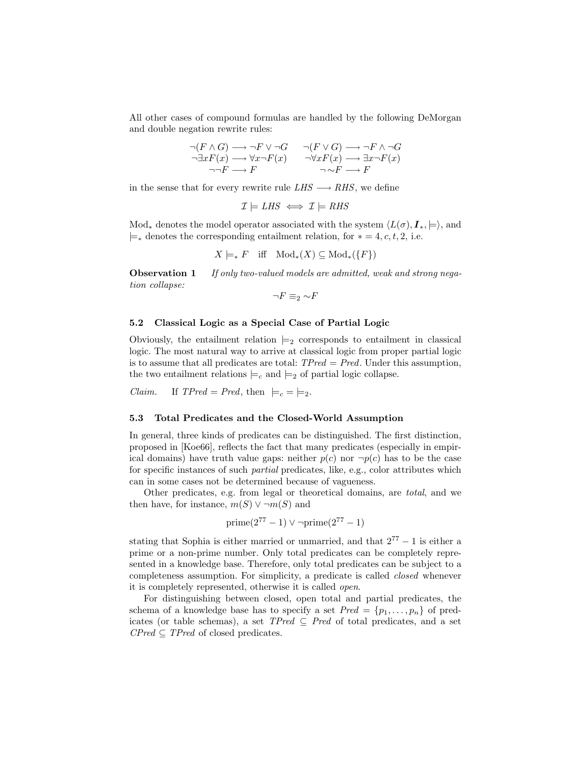All other cases of compound formulas are handled by the following DeMorgan and double negation rewrite rules:

$$\neg(F \wedge G) \longrightarrow \neg F \vee \neg G \qquad \neg(F \vee G) \longrightarrow \neg F \wedge \neg G$$
$$\neg \exists x F(x) \longrightarrow \forall x \neg F(x) \qquad \neg \forall x F(x) \longrightarrow \exists x \neg F(x)$$
$$\neg\neg F \longrightarrow F \qquad \neg {\sim} F \longrightarrow F$$

in the sense that for every rewrite rule $LHS \longrightarrow RHS$, we define

$$\mathcal{I} \models LHS \iff \mathcal{I} \models RHS$$

$\mathrm{Mod}_*$ denotes the model operator associated with the system $\langle L(\sigma), \boldsymbol{I}_*, \models \rangle$, and $\models_*$ denotes the corresponding entailment relation, for $* = 4, c, t, 2$, i.e.

$$X \models_* F \quad \text{iff} \quad \mathrm{Mod}_*(X) \subseteq \mathrm{Mod}_*(\{F\})$$

**Observation 1** *If only two-valued models are admitted, weak and strong negation collapse:*

$$\neg F \equiv_2 {\sim} F$$

### 5.2 Classical Logic as a Special Case of Partial Logic

Obviously, the entailment relation $\models_2$ corresponds to entailment in classical logic. The most natural way to arrive at classical logic from proper partial logic is to assume that all predicates are total: $TPred = Pred$. Under this assumption, the two entailment relations $\models_c$ and $\models_2$ of partial logic collapse.

*Claim.* If $TPred = Pred$, then $\models_c = \models_2$.

### 5.3 Total Predicates and the Closed-World Assumption

In general, three kinds of predicates can be distinguished. The first distinction, proposed in [Koe66], reflects the fact that many predicates (especially in empirical domains) have truth value gaps: neither $p(c)$ nor $\neg p(c)$ has to be the case for specific instances of such *partial* predicates, like, e.g., color attributes which can in some cases not be determined because of vagueness.

Other predicates, e.g. from legal or theoretical domains, are *total*, and we then have, for instance, $m(S) \vee \neg m(S)$ and

$$\mathrm{prime}(2^{77} - 1) \vee \neg\mathrm{prime}(2^{77} - 1)$$

stating that Sophia is either married or unmarried, and that $2^{77} - 1$ is either a prime or a non-prime number. Only total predicates can be completely represented in a knowledge base. Therefore, only total predicates can be subject to a completeness assumption. For simplicity, a predicate is called *closed* whenever it is completely represented, otherwise it is called *open*.

For distinguishing between closed, open total and partial predicates, the schema of a knowledge base has to specify a set $Pred = \{p_1, \ldots, p_n\}$ of predicates (or table schemas), a set $TPred \subseteq Pred$ of total predicates, and a set $CPred \subseteq TPred$ of closed predicates.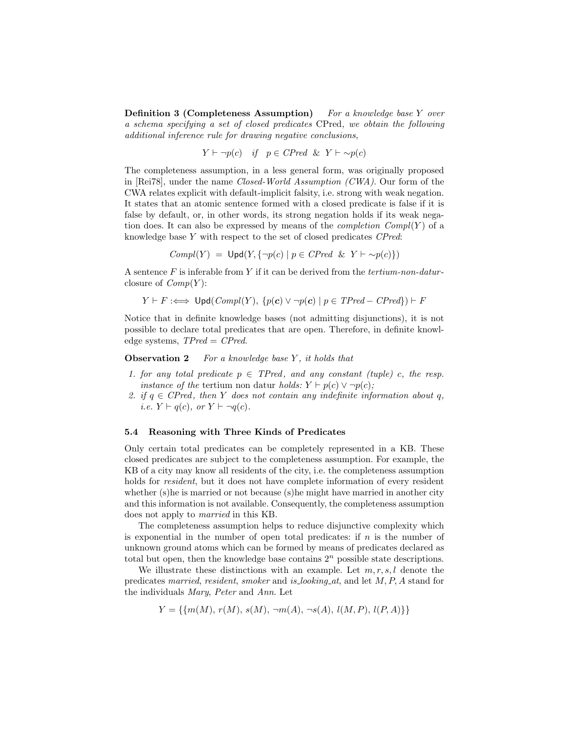**Definition 3 (Completeness Assumption)** *For a knowledge base $Y$ over a schema specifying a set of closed predicates* CPred*, we obtain the following additional inference rule for drawing negative conclusions,*

$$Y \vdash \neg p(c) \quad \textit{if} \quad p \in \textit{CPred} \ \ \& \ \ Y \vdash {\sim} p(c)$$

The completeness assumption, in a less general form, was originally proposed in [Rei78], under the name *Closed-World Assumption (CWA)*. Our form of the CWA relates explicit with default-implicit falsity, i.e. strong with weak negation. It states that an atomic sentence formed with a closed predicate is false if it is false by default, or, in other words, its strong negation holds if its weak negation does. It can also be expressed by means of the *completion* $\textit{Compl}(Y)$ of a knowledge base $Y$ with respect to the set of closed predicates *CPred*:

$$\textit{Compl}(Y) \ = \ \mathsf{Upd}(Y, \{\neg p(c) \mid p \in \textit{CPred} \ \ \& \ \ Y \vdash {\sim} p(c)\})$$

A sentence $F$ is inferable from $Y$ if it can be derived from the *tertium-non-datur*-closure of $\textit{Comp}(Y)$:

$$Y \vdash F :\Longleftrightarrow \ \mathsf{Upd}(\textit{Compl}(Y), \ \{p(\boldsymbol{c}) \vee \neg p(\boldsymbol{c}) \mid p \in \textit{TPred} - \textit{CPred}\}) \vdash F$$

Notice that in definite knowledge bases (not admitting disjunctions), it is not possible to declare total predicates that are open. Therefore, in definite knowledge systems, $\textit{TPred} = \textit{CPred}$.

**Observation 2** *For a knowledge base $Y$, it holds that*

1. *for any total predicate $p \in \textit{TPred}$, and any constant (tuple) $c$, the resp. instance of the* tertium non datur *holds: $Y \vdash p(c) \vee \neg p(c)$;*
2. *if $q \in \textit{CPred}$, then $Y$ does not contain any indefinite information about $q$, i.e. $Y \vdash q(c)$, or $Y \vdash \neg q(c)$.*

### 5.4 Reasoning with Three Kinds of Predicates

Only certain total predicates can be completely represented in a KB. These closed predicates are subject to the completeness assumption. For example, the KB of a city may know all residents of the city, i.e. the completeness assumption holds for *resident*, but it does not have complete information of every resident whether (s)he is married or not because (s)he might have married in another city and this information is not available. Consequently, the completeness assumption does not apply to *married* in this KB.

The completeness assumption helps to reduce disjunctive complexity which is exponential in the number of open total predicates: if $n$ is the number of unknown ground atoms which can be formed by means of predicates declared as total but open, then the knowledge base contains $2^n$ possible state descriptions.

We illustrate these distinctions with an example. Let $m, r, s, l$ denote the predicates *married*, *resident*, *smoker* and *is_looking_at*, and let $M, P, A$ stand for the individuals *Mary*, *Peter* and *Ann*. Let

$$Y = \{\{m(M), \, r(M), \, s(M), \, \neg m(A), \, \neg s(A), \, l(M,P), \, l(P,A)\}\}$$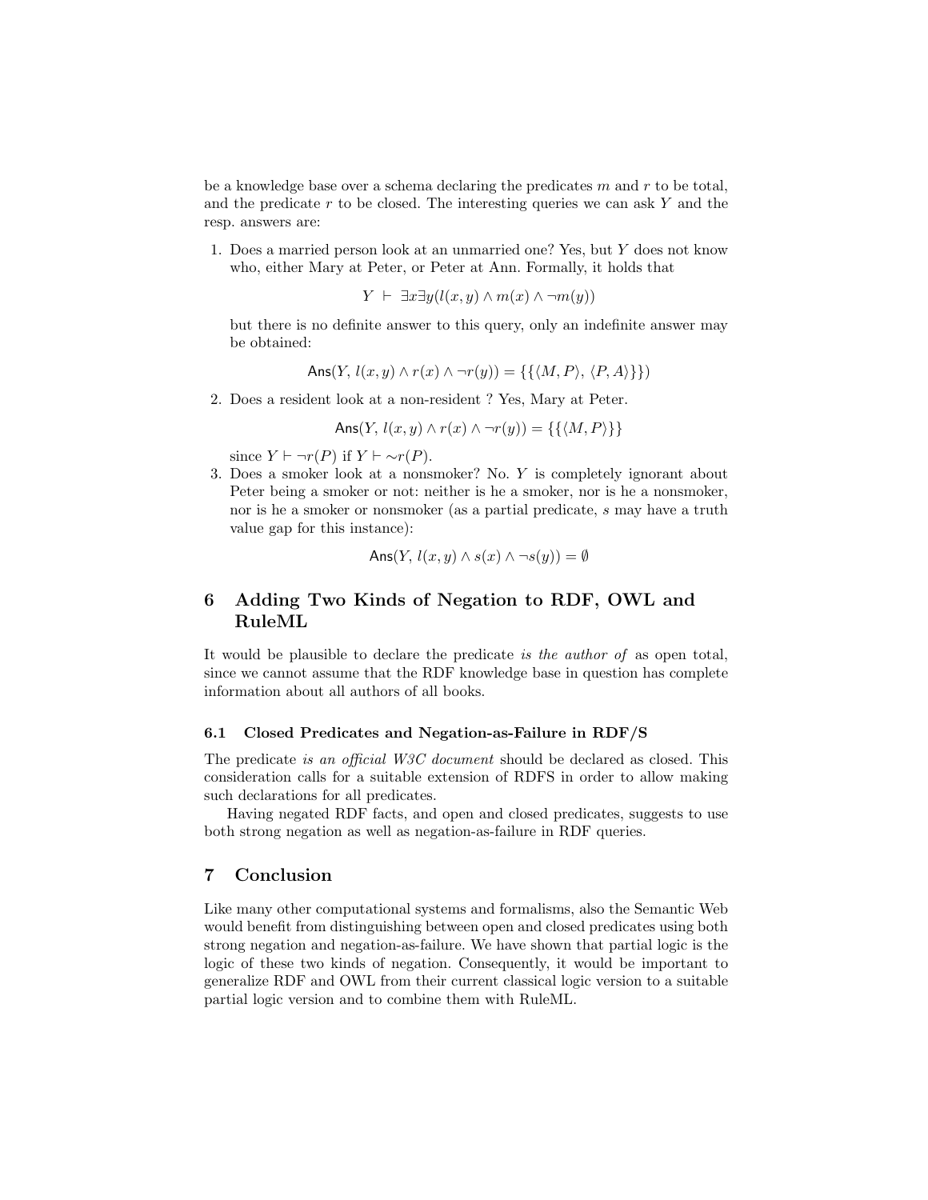be a knowledge base over a schema declaring the predicates $m$ and $r$ to be total, and the predicate $r$ to be closed. The interesting queries we can ask $Y$ and the resp. answers are:

1. Does a married person look at an unmarried one? Yes, but $Y$ does not know who, either Mary at Peter, or Peter at Ann. Formally, it holds that

$$Y \vdash \exists x \exists y (l(x,y) \wedge m(x) \wedge \neg m(y))$$

but there is no definite answer to this query, only an indefinite answer may be obtained:

$$\mathsf{Ans}(Y, l(x,y) \wedge r(x) \wedge \neg r(y)) = \{\{\langle M, P\rangle, \langle P, A\rangle\}\})$$

2. Does a resident look at a non-resident ? Yes, Mary at Peter.

$$\mathsf{Ans}(Y, l(x,y) \wedge r(x) \wedge \neg r(y)) = \{\{\langle M, P\rangle\}\}$$

since $Y \vdash \neg r(P)$ if $Y \vdash {\sim} r(P)$.

3. Does a smoker look at a nonsmoker? No. $Y$ is completely ignorant about Peter being a smoker or not: neither is he a smoker, nor is he a nonsmoker, nor is he a smoker or nonsmoker (as a partial predicate, $s$ may have a truth value gap for this instance):

$$\mathsf{Ans}(Y, l(x,y) \wedge s(x) \wedge \neg s(y)) = \emptyset$$

## 6 Adding Two Kinds of Negation to RDF, OWL and RuleML

It would be plausible to declare the predicate *is the author of* as open total, since we cannot assume that the RDF knowledge base in question has complete information about all authors of all books.

### 6.1 Closed Predicates and Negation-as-Failure in RDF/S

The predicate *is an official W3C document* should be declared as closed. This consideration calls for a suitable extension of RDFS in order to allow making such declarations for all predicates.

Having negated RDF facts, and open and closed predicates, suggests to use both strong negation as well as negation-as-failure in RDF queries.

## 7 Conclusion

Like many other computational systems and formalisms, also the Semantic Web would benefit from distinguishing between open and closed predicates using both strong negation and negation-as-failure. We have shown that partial logic is the logic of these two kinds of negation. Consequently, it would be important to generalize RDF and OWL from their current classical logic version to a suitable partial logic version and to combine them with RuleML.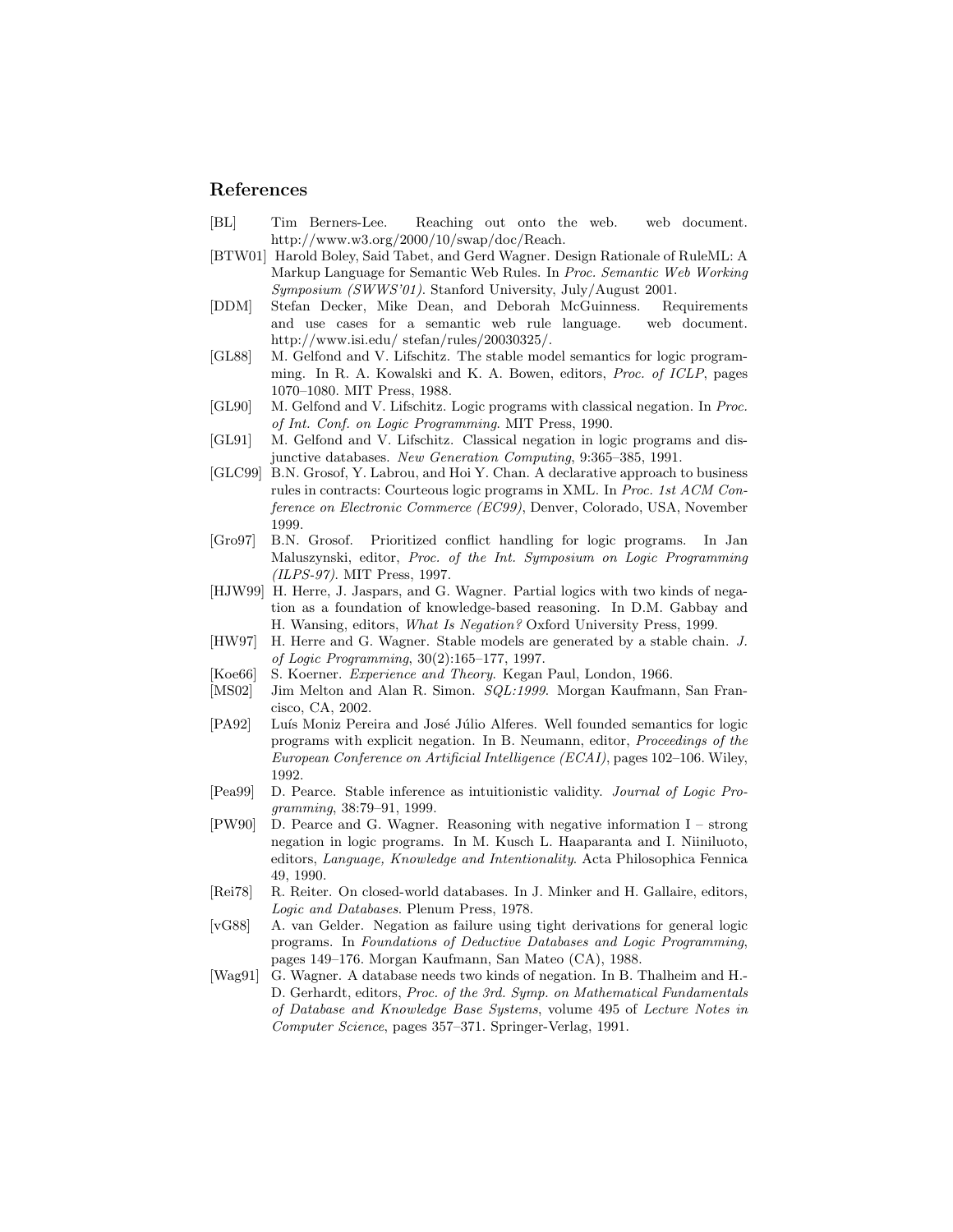## References

[BL] Tim Berners-Lee. Reaching out onto the web. web document. http://www.w3.org/2000/10/swap/doc/Reach.

[BTW01] Harold Boley, Said Tabet, and Gerd Wagner. Design Rationale of RuleML: A Markup Language for Semantic Web Rules. In *Proc. Semantic Web Working Symposium (SWWS'01)*. Stanford University, July/August 2001.

[DDM] Stefan Decker, Mike Dean, and Deborah McGuinness. Requirements and use cases for a semantic web rule language. web document. http://www.isi.edu/ stefan/rules/20030325/.

[GL88] M. Gelfond and V. Lifschitz. The stable model semantics for logic programming. In R. A. Kowalski and K. A. Bowen, editors, *Proc. of ICLP*, pages 1070–1080. MIT Press, 1988.

[GL90] M. Gelfond and V. Lifschitz. Logic programs with classical negation. In *Proc. of Int. Conf. on Logic Programming*. MIT Press, 1990.

[GL91] M. Gelfond and V. Lifschitz. Classical negation in logic programs and disjunctive databases. *New Generation Computing*, 9:365–385, 1991.

[GLC99] B.N. Grosof, Y. Labrou, and Hoi Y. Chan. A declarative approach to business rules in contracts: Courteous logic programs in XML. In *Proc. 1st ACM Conference on Electronic Commerce (EC99)*, Denver, Colorado, USA, November 1999.

[Gro97] B.N. Grosof. Prioritized conflict handling for logic programs. In Jan Maluszynski, editor, *Proc. of the Int. Symposium on Logic Programming (ILPS-97)*. MIT Press, 1997.

[HJW99] H. Herre, J. Jaspars, and G. Wagner. Partial logics with two kinds of negation as a foundation of knowledge-based reasoning. In D.M. Gabbay and H. Wansing, editors, *What Is Negation?* Oxford University Press, 1999.

[HW97] H. Herre and G. Wagner. Stable models are generated by a stable chain. *J. of Logic Programming*, 30(2):165–177, 1997.

[Koe66] S. Koerner. *Experience and Theory*. Kegan Paul, London, 1966.

[MS02] Jim Melton and Alan R. Simon. *SQL:1999*. Morgan Kaufmann, San Francisco, CA, 2002.

[PA92] Luís Moniz Pereira and José Júlio Alferes. Well founded semantics for logic programs with explicit negation. In B. Neumann, editor, *Proceedings of the European Conference on Artificial Intelligence (ECAI)*, pages 102–106. Wiley, 1992.

[Pea99] D. Pearce. Stable inference as intuitionistic validity. *Journal of Logic Programming*, 38:79–91, 1999.

[PW90] D. Pearce and G. Wagner. Reasoning with negative information I – strong negation in logic programs. In M. Kusch L. Haaparanta and I. Niiniluoto, editors, *Language, Knowledge and Intentionality*. Acta Philosophica Fennica 49, 1990.

[Rei78] R. Reiter. On closed-world databases. In J. Minker and H. Gallaire, editors, *Logic and Databases*. Plenum Press, 1978.

[vG88] A. van Gelder. Negation as failure using tight derivations for general logic programs. In *Foundations of Deductive Databases and Logic Programming*, pages 149–176. Morgan Kaufmann, San Mateo (CA), 1988.

[Wag91] G. Wagner. A database needs two kinds of negation. In B. Thalheim and H.-D. Gerhardt, editors, *Proc. of the 3rd. Symp. on Mathematical Fundamentals of Database and Knowledge Base Systems*, volume 495 of *Lecture Notes in Computer Science*, pages 357–371. Springer-Verlag, 1991.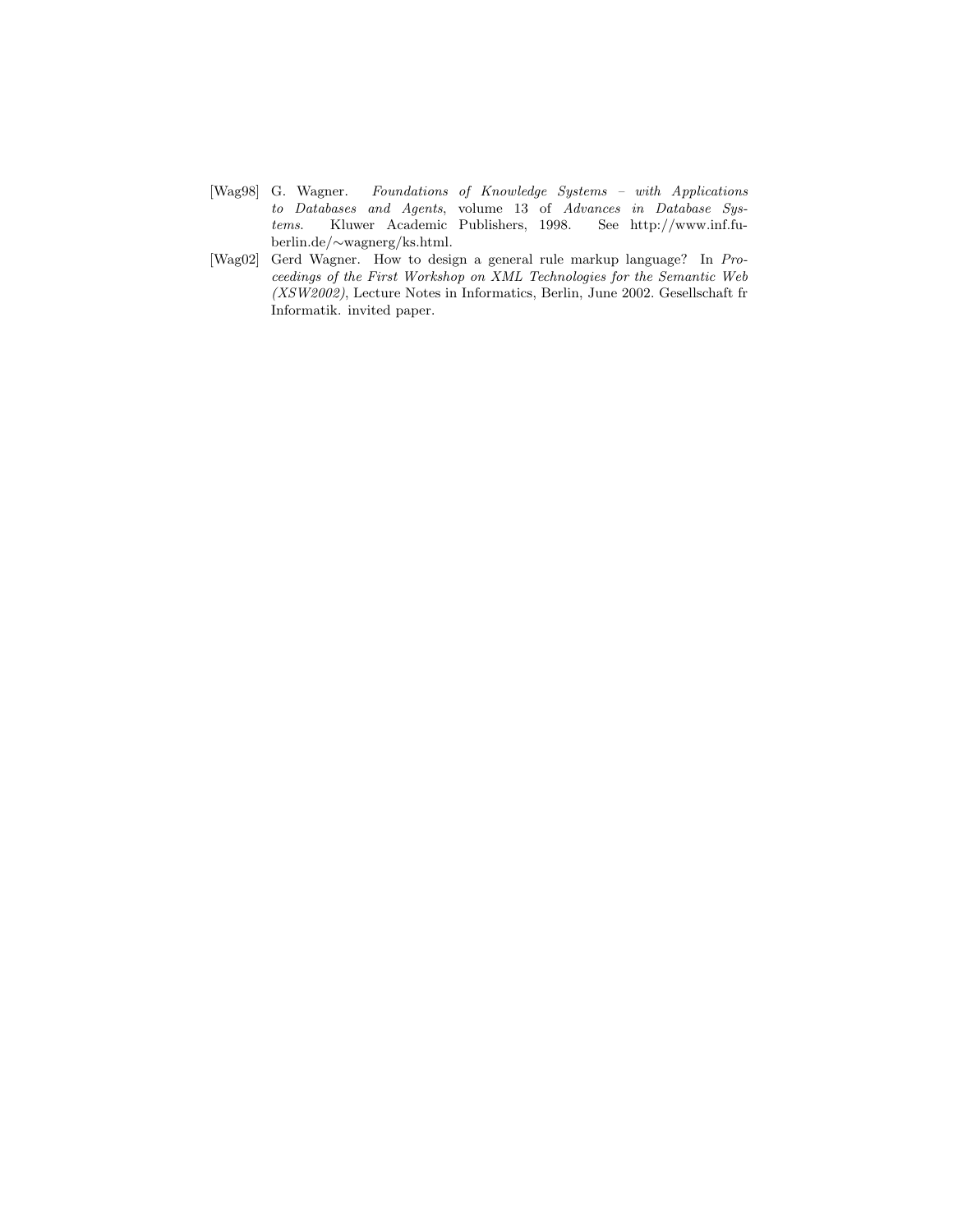[Wag98] G. Wagner. *Foundations of Knowledge Systems – with Applications to Databases and Agents*, volume 13 of *Advances in Database Systems*. Kluwer Academic Publishers, 1998. See http://www.inf.fu-berlin.de/∼wagnerg/ks.html.

[Wag02] Gerd Wagner. How to design a general rule markup language? In *Proceedings of the First Workshop on XML Technologies for the Semantic Web (XSW2002)*, Lecture Notes in Informatics, Berlin, June 2002. Gesellschaft fr Informatik. invited paper.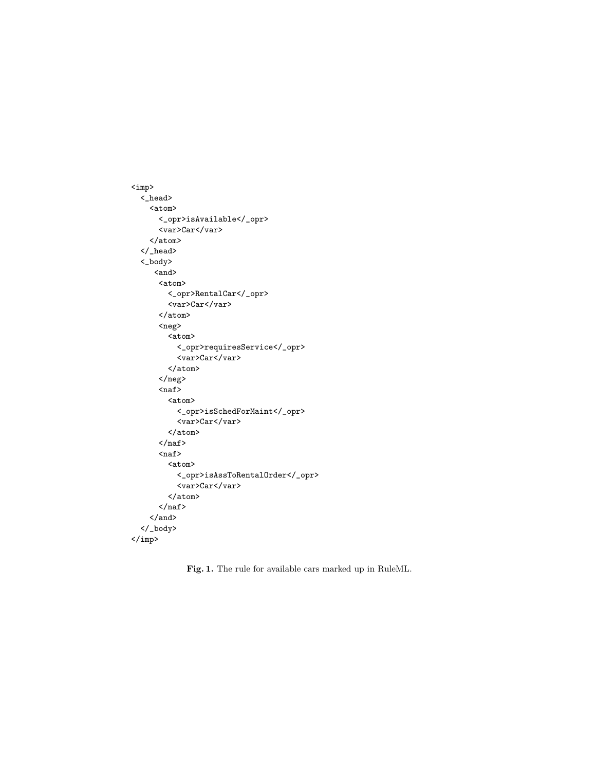```
<imp>
  <_head>
    <atom>
      <_opr>isAvailable</_opr>
      <var>Car</var>
    </atom>
  </_head>
  <_body>
     <and>
      <atom>
        <_opr>RentalCar</_opr>
        <var>Car</var>
      </atom>
      <neg>
        <atom>
          <_opr>requiresService</_opr>
          <var>Car</var>
        </atom>
      </neg>
      <naf>
        <atom>
          <_opr>isSchedForMaint</_opr>
          <var>Car</var>
        </atom>
      </naf>
      <naf>
        <atom>
          <_opr>isAssToRentalOrder</_opr>
          <var>Car</var>
        </atom>
      </naf>
    </and>
  </_body>
</imp>
```

**Fig. 1.** The rule for available cars marked up in RuleML.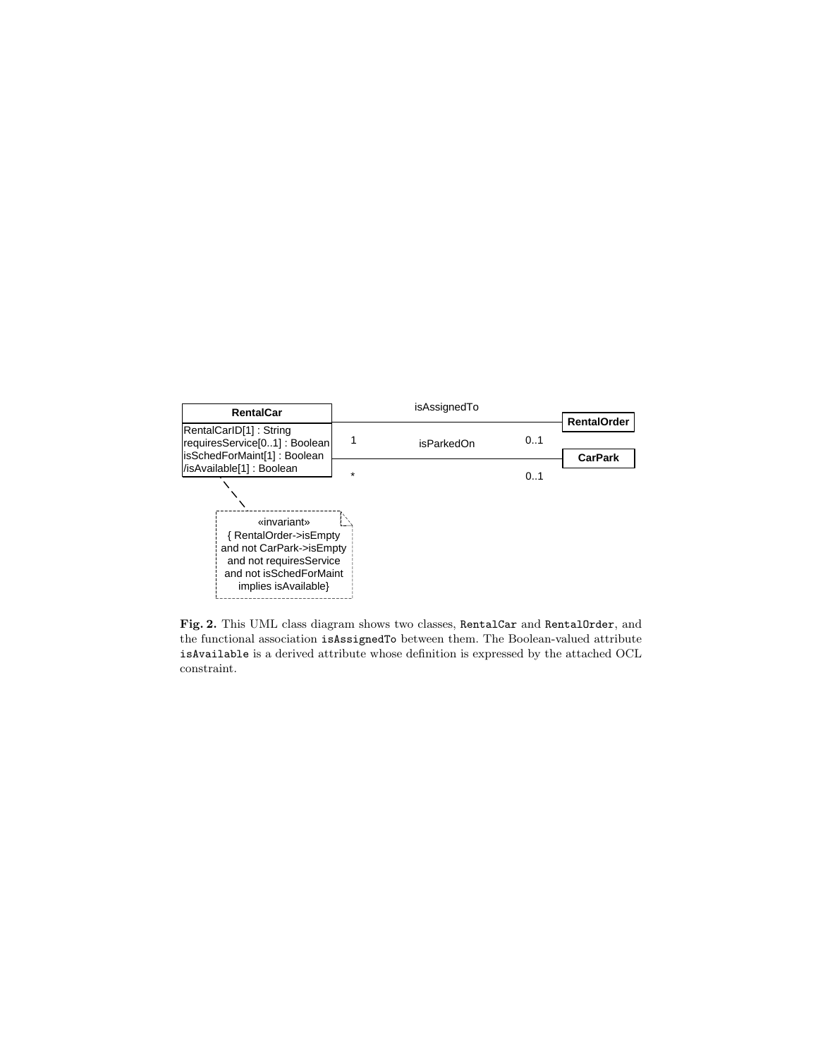RentalCar

RentalCarID[1] : String
requiresService[0..1] : Boolean
isSchedForMaint[1] : Boolean
/isAvailable[1] : Boolean

isAssignedTo

1

0..1

RentalOrder

isParkedOn

*

0..1

CarPark

«invariant»
{ RentalOrder->isEmpty
and not CarPark->isEmpty
and not requiresService
and not isSchedForMaint
implies isAvailable}

**Fig. 2.** This UML class diagram shows two classes, `RentalCar` and `RentalOrder`, and the functional association `isAssignedTo` between them. The Boolean-valued attribute `isAvailable` is a derived attribute whose definition is expressed by the attached OCL constraint.